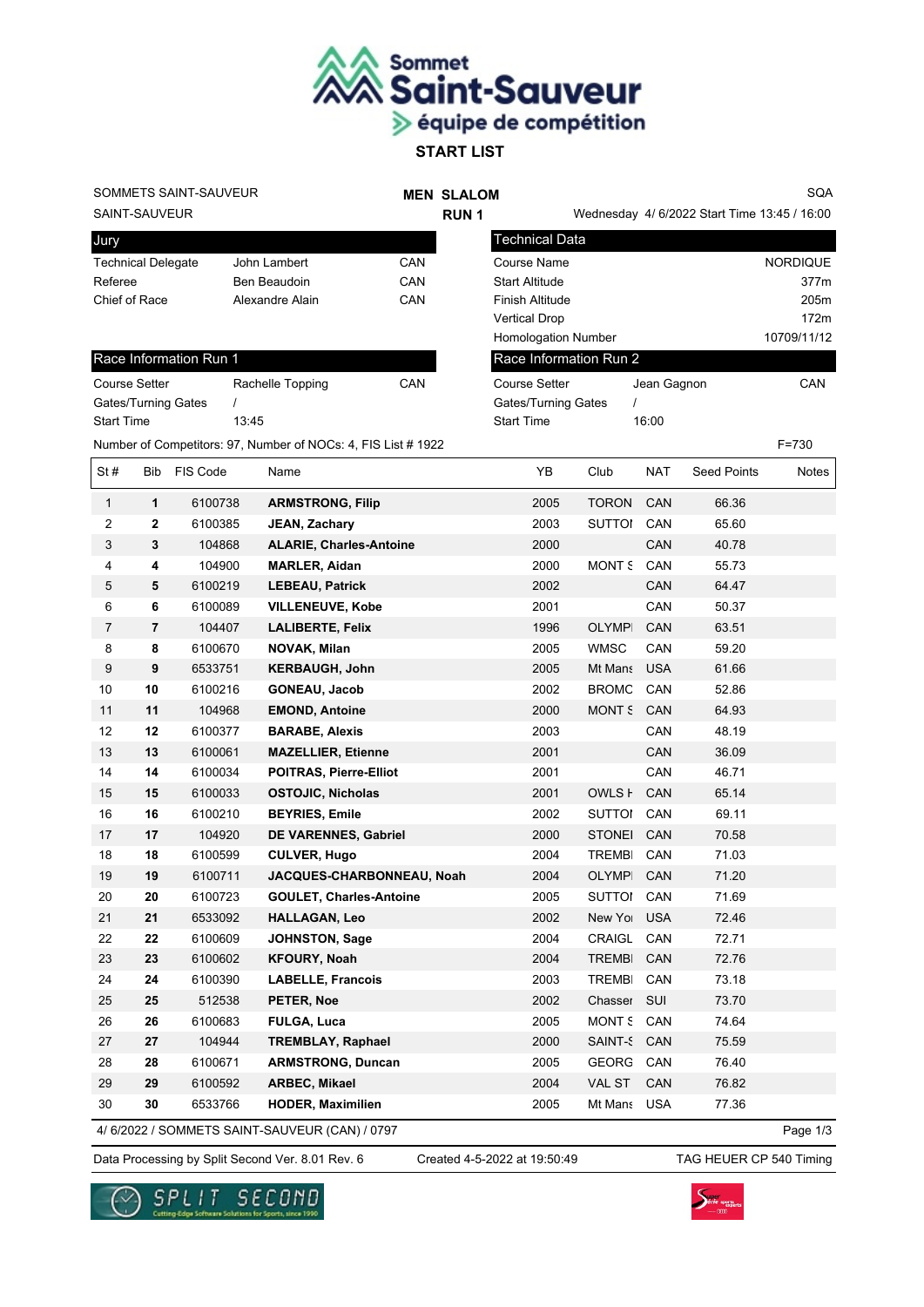Sommet Saint-Sauveur
équipe de compétition

# START LIST

SOMMETS SAINT-SAUVEUR
SAINT-SAUVEUR

**MEN SLALOM**
**RUN 1**

SQA
Wednesday 4/ 6/2022 Start Time 13:45 / 16:00

| Jury | | |
|---|---|---|
| Technical Delegate | John Lambert | CAN |
| Referee | Ben Beaudoin | CAN |
| Chief of Race | Alexandre Alain | CAN |

| Technical Data | |
|---|---|
| Course Name | NORDIQUE |
| Start Altitude | 377m |
| Finish Altitude | 205m |
| Vertical Drop | 172m |
| Homologation Number | 10709/11/12 |

| Race Information Run 1 | | |
|---|---|---|
| Course Setter | Rachelle Topping | CAN |
| Gates/Turning Gates | / | |
| Start Time | 13:45 | |

| Race Information Run 2 | | |
|---|---|---|
| Course Setter | Jean Gagnon | CAN |
| Gates/Turning Gates | / | |
| Start Time | 16:00 | |

Number of Competitors: 97, Number of NOCs: 4, FIS List # 1922 F=730

| St # | Bib | FIS Code | Name | YB | Club | NAT | Seed Points | Notes |
|---|---|---|---|---|---|---|---|---|
| 1 | **1** | 6100738 | **ARMSTRONG, Filip** | 2005 | TORON | CAN | 66.36 | |
| 2 | **2** | 6100385 | **JEAN, Zachary** | 2003 | SUTTOI | CAN | 65.60 | |
| 3 | **3** | 104868 | **ALARIE, Charles-Antoine** | 2000 | | CAN | 40.78 | |
| 4 | **4** | 104900 | **MARLER, Aidan** | 2000 | MONT S | CAN | 55.73 | |
| 5 | **5** | 6100219 | **LEBEAU, Patrick** | 2002 | | CAN | 64.47 | |
| 6 | **6** | 6100089 | **VILLENEUVE, Kobe** | 2001 | | CAN | 50.37 | |
| 7 | **7** | 104407 | **LALIBERTE, Felix** | 1996 | OLYMPI | CAN | 63.51 | |
| 8 | **8** | 6100670 | **NOVAK, Milan** | 2005 | WMSC | CAN | 59.20 | |
| 9 | **9** | 6533751 | **KERBAUGH, John** | 2005 | Mt Mans | USA | 61.66 | |
| 10 | **10** | 6100216 | **GONEAU, Jacob** | 2002 | BROMC | CAN | 52.86 | |
| 11 | **11** | 104968 | **EMOND, Antoine** | 2000 | MONT S | CAN | 64.93 | |
| 12 | **12** | 6100377 | **BARABE, Alexis** | 2003 | | CAN | 48.19 | |
| 13 | **13** | 6100061 | **MAZELLIER, Etienne** | 2001 | | CAN | 36.09 | |
| 14 | **14** | 6100034 | **POITRAS, Pierre-Elliot** | 2001 | | CAN | 46.71 | |
| 15 | **15** | 6100033 | **OSTOJIC, Nicholas** | 2001 | OWLS H | CAN | 65.14 | |
| 16 | **16** | 6100210 | **BEYRIES, Emile** | 2002 | SUTTOI | CAN | 69.11 | |
| 17 | **17** | 104920 | **DE VARENNES, Gabriel** | 2000 | STONEI | CAN | 70.58 | |
| 18 | **18** | 6100599 | **CULVER, Hugo** | 2004 | TREMBI | CAN | 71.03 | |
| 19 | **19** | 6100711 | **JACQUES-CHARBONNEAU, Noah** | 2004 | OLYMPI | CAN | 71.20 | |
| 20 | **20** | 6100723 | **GOULET, Charles-Antoine** | 2005 | SUTTOI | CAN | 71.69 | |
| 21 | **21** | 6533092 | **HALLAGAN, Leo** | 2002 | New Yoi | USA | 72.46 | |
| 22 | **22** | 6100609 | **JOHNSTON, Sage** | 2004 | CRAIGL | CAN | 72.71 | |
| 23 | **23** | 6100602 | **KFOURY, Noah** | 2004 | TREMBI | CAN | 72.76 | |
| 24 | **24** | 6100390 | **LABELLE, Francois** | 2003 | TREMBI | CAN | 73.18 | |
| 25 | **25** | 512538 | **PETER, Noe** | 2002 | Chasser | SUI | 73.70 | |
| 26 | **26** | 6100683 | **FULGA, Luca** | 2005 | MONT S | CAN | 74.64 | |
| 27 | **27** | 104944 | **TREMBLAY, Raphael** | 2000 | SAINT-S | CAN | 75.59 | |
| 28 | **28** | 6100671 | **ARMSTRONG, Duncan** | 2005 | GEORG | CAN | 76.40 | |
| 29 | **29** | 6100592 | **ARBEC, Mikael** | 2004 | VAL ST | CAN | 76.82 | |
| 30 | **30** | 6533766 | **HODER, Maximilien** | 2005 | Mt Mans | USA | 77.36 | |

4/ 6/2022 / SOMMETS SAINT-SAUVEUR (CAN) / 0797

Data Processing by Split Second Ver. 8.01 Rev. 6 Created 4-5-2022 at 19:50:49 TAG HEUER CP 540 Timing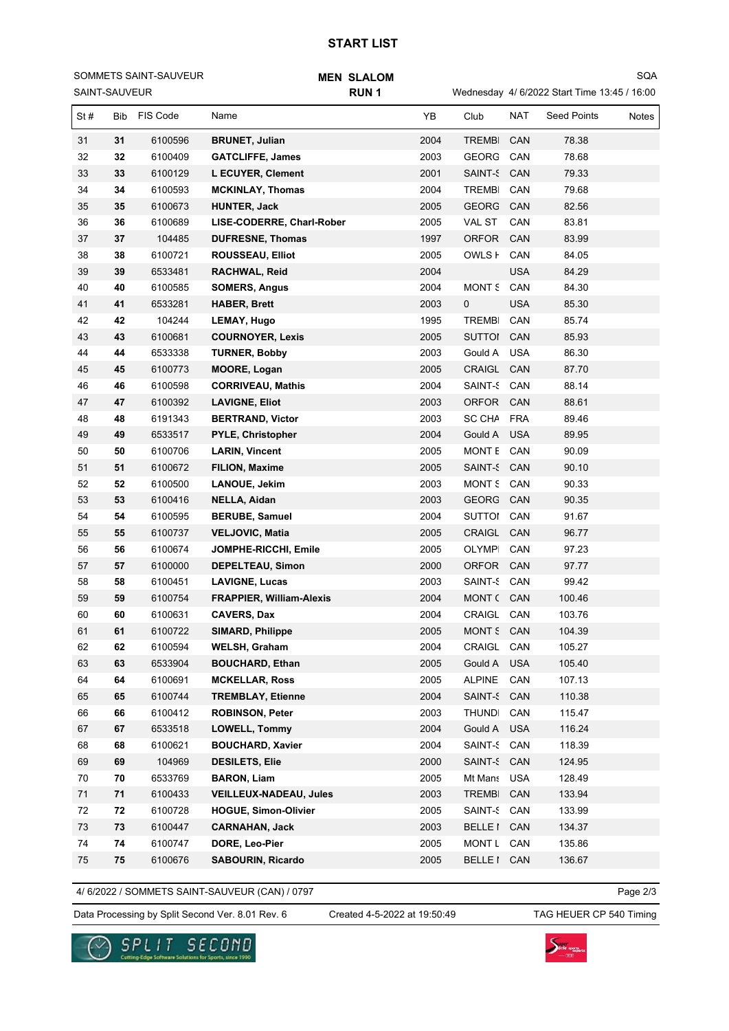# START LIST

SOMMETS SAINT-SAUVEUR
SAINT-SAUVEUR

**MEN SLALOM**
**RUN 1**

SQA
Wednesday 4/ 6/2022 Start Time 13:45 / 16:00

| St # | Bib | FIS Code | Name | YB | Club | NAT | Seed Points | Notes |
|---|---|---|---|---|---|---|---|---|
| 31 | **31** | 6100596 | **BRUNET, Julian** | 2004 | TREMBI | CAN | 78.38 | |
| 32 | **32** | 6100409 | **GATCLIFFE, James** | 2003 | GEORG | CAN | 78.68 | |
| 33 | **33** | 6100129 | **L ECUYER, Clement** | 2001 | SAINT-S | CAN | 79.33 | |
| 34 | **34** | 6100593 | **MCKINLAY, Thomas** | 2004 | TREMBI | CAN | 79.68 | |
| 35 | **35** | 6100673 | **HUNTER, Jack** | 2005 | GEORG | CAN | 82.56 | |
| 36 | **36** | 6100689 | **LISE-CODERRE, Charl-Rober** | 2005 | VAL ST | CAN | 83.81 | |
| 37 | **37** | 104485 | **DUFRESNE, Thomas** | 1997 | ORFOR | CAN | 83.99 | |
| 38 | **38** | 6100721 | **ROUSSEAU, Elliot** | 2005 | OWLS H | CAN | 84.05 | |
| 39 | **39** | 6533481 | **RACHWAL, Reid** | 2004 | | USA | 84.29 | |
| 40 | **40** | 6100585 | **SOMERS, Angus** | 2004 | MONT S | CAN | 84.30 | |
| 41 | **41** | 6533281 | **HABER, Brett** | 2003 | 0 | USA | 85.30 | |
| 42 | **42** | 104244 | **LEMAY, Hugo** | 1995 | TREMBI | CAN | 85.74 | |
| 43 | **43** | 6100681 | **COURNOYER, Lexis** | 2005 | SUTTOI | CAN | 85.93 | |
| 44 | **44** | 6533338 | **TURNER, Bobby** | 2003 | Gould A | USA | 86.30 | |
| 45 | **45** | 6100773 | **MOORE, Logan** | 2005 | CRAIGL | CAN | 87.70 | |
| 46 | **46** | 6100598 | **CORRIVEAU, Mathis** | 2004 | SAINT-S | CAN | 88.14 | |
| 47 | **47** | 6100392 | **LAVIGNE, Eliot** | 2003 | ORFOR | CAN | 88.61 | |
| 48 | **48** | 6191343 | **BERTRAND, Victor** | 2003 | SC CHA | FRA | 89.46 | |
| 49 | **49** | 6533517 | **PYLE, Christopher** | 2004 | Gould A | USA | 89.95 | |
| 50 | **50** | 6100706 | **LARIN, Vincent** | 2005 | MONT E | CAN | 90.09 | |
| 51 | **51** | 6100672 | **FILION, Maxime** | 2005 | SAINT-S | CAN | 90.10 | |
| 52 | **52** | 6100500 | **LANOUE, Jekim** | 2003 | MONT S | CAN | 90.33 | |
| 53 | **53** | 6100416 | **NELLA, Aidan** | 2003 | GEORG | CAN | 90.35 | |
| 54 | **54** | 6100595 | **BERUBE, Samuel** | 2004 | SUTTOI | CAN | 91.67 | |
| 55 | **55** | 6100737 | **VELJOVIC, Matia** | 2005 | CRAIGL | CAN | 96.77 | |
| 56 | **56** | 6100674 | **JOMPHE-RICCHI, Emile** | 2005 | OLYMPI | CAN | 97.23 | |
| 57 | **57** | 6100000 | **DEPELTEAU, Simon** | 2000 | ORFOR | CAN | 97.77 | |
| 58 | **58** | 6100451 | **LAVIGNE, Lucas** | 2003 | SAINT-S | CAN | 99.42 | |
| 59 | **59** | 6100754 | **FRAPPIER, William-Alexis** | 2004 | MONT C | CAN | 100.46 | |
| 60 | **60** | 6100631 | **CAVERS, Dax** | 2004 | CRAIGL | CAN | 103.76 | |
| 61 | **61** | 6100722 | **SIMARD, Philippe** | 2005 | MONT S | CAN | 104.39 | |
| 62 | **62** | 6100594 | **WELSH, Graham** | 2004 | CRAIGL | CAN | 105.27 | |
| 63 | **63** | 6533904 | **BOUCHARD, Ethan** | 2005 | Gould A | USA | 105.40 | |
| 64 | **64** | 6100691 | **MCKELLAR, Ross** | 2005 | ALPINE | CAN | 107.13 | |
| 65 | **65** | 6100744 | **TREMBLAY, Etienne** | 2004 | SAINT-S | CAN | 110.38 | |
| 66 | **66** | 6100412 | **ROBINSON, Peter** | 2003 | THUNDI | CAN | 115.47 | |
| 67 | **67** | 6533518 | **LOWELL, Tommy** | 2004 | Gould A | USA | 116.24 | |
| 68 | **68** | 6100621 | **BOUCHARD, Xavier** | 2004 | SAINT-S | CAN | 118.39 | |
| 69 | **69** | 104969 | **DESILETS, Elie** | 2000 | SAINT-S | CAN | 124.95 | |
| 70 | **70** | 6533769 | **BARON, Liam** | 2005 | Mt Mans | USA | 128.49 | |
| 71 | **71** | 6100433 | **VEILLEUX-NADEAU, Jules** | 2003 | TREMBI | CAN | 133.94 | |
| 72 | **72** | 6100728 | **HOGUE, Simon-Olivier** | 2005 | SAINT-S | CAN | 133.99 | |
| 73 | **73** | 6100447 | **CARNAHAN, Jack** | 2003 | BELLE I | CAN | 134.37 | |
| 74 | **74** | 6100747 | **DORE, Leo-Pier** | 2005 | MONT L | CAN | 135.86 | |
| 75 | **75** | 6100676 | **SABOURIN, Ricardo** | 2005 | BELLE I | CAN | 136.67 | |

4/ 6/2022 / SOMMETS SAINT-SAUVEUR (CAN) / 0797

Data Processing by Split Second Ver. 8.01 Rev. 6 — Created 4-5-2022 at 19:50:49 — TAG HEUER CP 540 Timing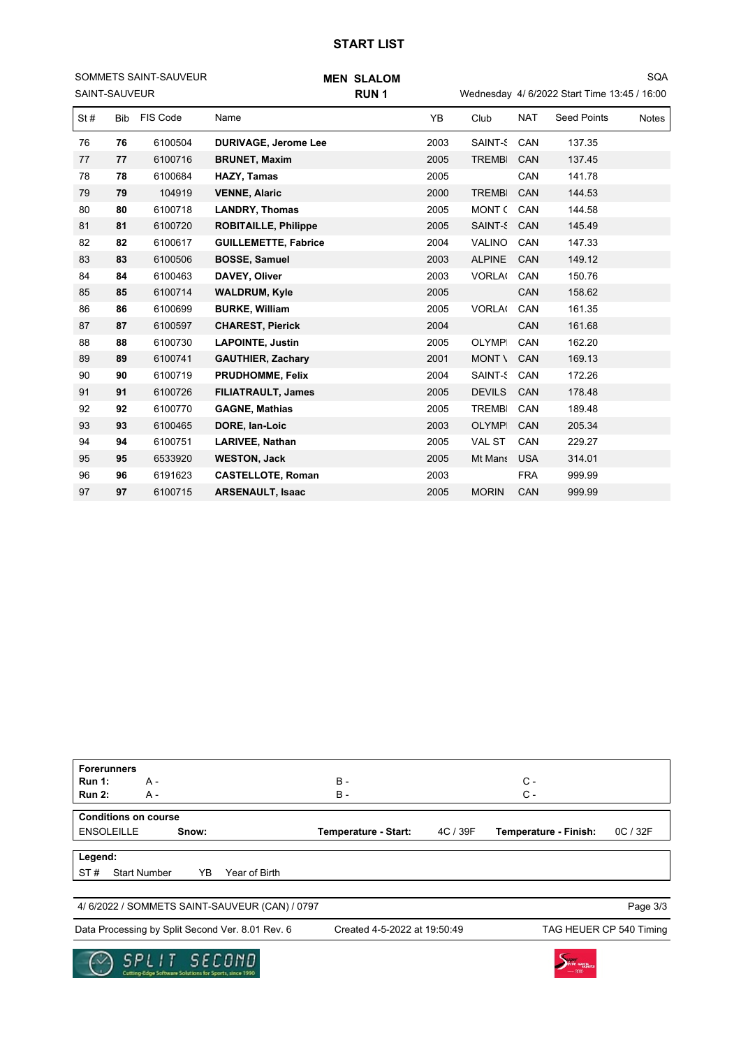# START LIST

SOMMETS SAINT-SAUVEUR
SAINT-SAUVEUR

**MEN SLALOM**
**RUN 1**

SQA
Wednesday 4/ 6/2022 Start Time 13:45 / 16:00

| St # | Bib | FIS Code | Name | YB | Club | NAT | Seed Points | Notes |
|---|---|---|---|---|---|---|---|---|
| 76 | **76** | 6100504 | **DURIVAGE, Jerome Lee** | 2003 | SAINT-S | CAN | 137.35 | |
| 77 | **77** | 6100716 | **BRUNET, Maxim** | 2005 | TREMBI | CAN | 137.45 | |
| 78 | **78** | 6100684 | **HAZY, Tamas** | 2005 | | CAN | 141.78 | |
| 79 | **79** | 104919 | **VENNE, Alaric** | 2000 | TREMBI | CAN | 144.53 | |
| 80 | **80** | 6100718 | **LANDRY, Thomas** | 2005 | MONT ( | CAN | 144.58 | |
| 81 | **81** | 6100720 | **ROBITAILLE, Philippe** | 2005 | SAINT-S | CAN | 145.49 | |
| 82 | **82** | 6100617 | **GUILLEMETTE, Fabrice** | 2004 | VALINO | CAN | 147.33 | |
| 83 | **83** | 6100506 | **BOSSE, Samuel** | 2003 | ALPINE | CAN | 149.12 | |
| 84 | **84** | 6100463 | **DAVEY, Oliver** | 2003 | VORLA( | CAN | 150.76 | |
| 85 | **85** | 6100714 | **WALDRUM, Kyle** | 2005 | | CAN | 158.62 | |
| 86 | **86** | 6100699 | **BURKE, William** | 2005 | VORLA( | CAN | 161.35 | |
| 87 | **87** | 6100597 | **CHAREST, Pierick** | 2004 | | CAN | 161.68 | |
| 88 | **88** | 6100730 | **LAPOINTE, Justin** | 2005 | OLYMPI | CAN | 162.20 | |
| 89 | **89** | 6100741 | **GAUTHIER, Zachary** | 2001 | MONT \ | CAN | 169.13 | |
| 90 | **90** | 6100719 | **PRUDHOMME, Felix** | 2004 | SAINT-S | CAN | 172.26 | |
| 91 | **91** | 6100726 | **FILIATRAULT, James** | 2005 | DEVILS | CAN | 178.48 | |
| 92 | **92** | 6100770 | **GAGNE, Mathias** | 2005 | TREMBI | CAN | 189.48 | |
| 93 | **93** | 6100465 | **DORE, Ian-Loic** | 2003 | OLYMPI | CAN | 205.34 | |
| 94 | **94** | 6100751 | **LARIVEE, Nathan** | 2005 | VAL ST | CAN | 229.27 | |
| 95 | **95** | 6533920 | **WESTON, Jack** | 2005 | Mt Mans | USA | 314.01 | |
| 96 | **96** | 6191623 | **CASTELLOTE, Roman** | 2003 | | FRA | 999.99 | |
| 97 | **97** | 6100715 | **ARSENAULT, Isaac** | 2005 | MORIN | CAN | 999.99 | |

**Forerunners**

| | | | |
|---|---|---|---|
| **Run 1:** | A - | B - | C - |
| **Run 2:** | A - | B - | C - |

**Conditions on course**

| | | | | | |
|---|---|---|---|---|---|
| ENSOLEILLE | **Snow:** | **Temperature - Start:** | 4C / 39F | **Temperature - Finish:** | 0C / 32F |

**Legend:**

ST # Start Number YB Year of Birth

4/ 6/2022 / SOMMETS SAINT-SAUVEUR (CAN) / 0797

Data Processing by Split Second Ver. 8.01 Rev. 6 Created 4-5-2022 at 19:50:49 TAG HEUER CP 540 Timing